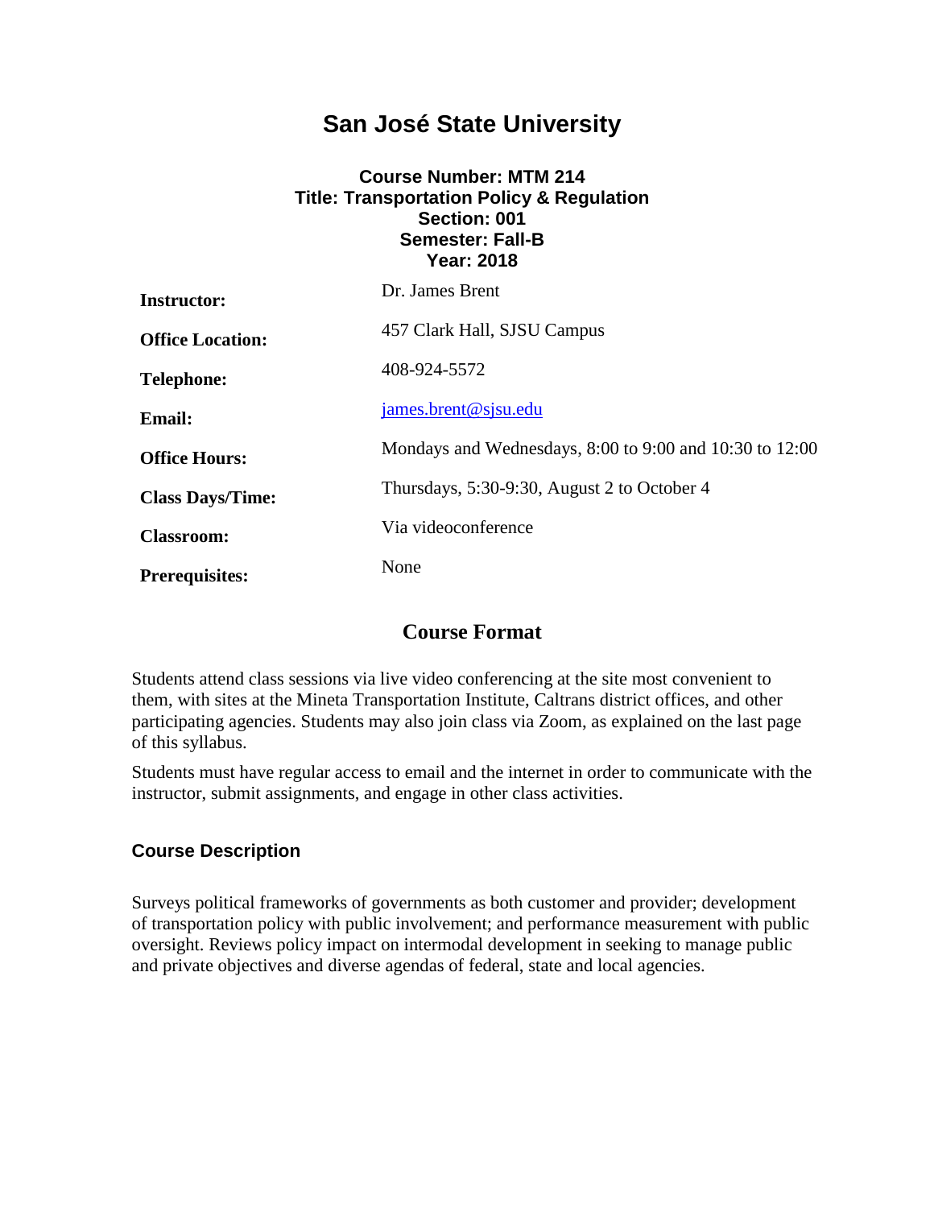# San José State University

**Course Number: MTM 214**
**Title: Transportation Policy & Regulation**
**Section: 001**
**Semester: Fall-B**
**Year: 2018**

| | |
|---|---|
| **Instructor:** | Dr. James Brent |
| **Office Location:** | 457 Clark Hall, SJSU Campus |
| **Telephone:** | 408-924-5572 |
| **Email:** | james.brent@sjsu.edu |
| **Office Hours:** | Mondays and Wednesdays, 8:00 to 9:00 and 10:30 to 12:00 |
| **Class Days/Time:** | Thursdays, 5:30-9:30, August 2 to October 4 |
| **Classroom:** | Via videoconference |
| **Prerequisites:** | None |

## Course Format

Students attend class sessions via live video conferencing at the site most convenient to them, with sites at the Mineta Transportation Institute, Caltrans district offices, and other participating agencies. Students may also join class via Zoom, as explained on the last page of this syllabus.

Students must have regular access to email and the internet in order to communicate with the instructor, submit assignments, and engage in other class activities.

### Course Description

Surveys political frameworks of governments as both customer and provider; development of transportation policy with public involvement; and performance measurement with public oversight. Reviews policy impact on intermodal development in seeking to manage public and private objectives and diverse agendas of federal, state and local agencies.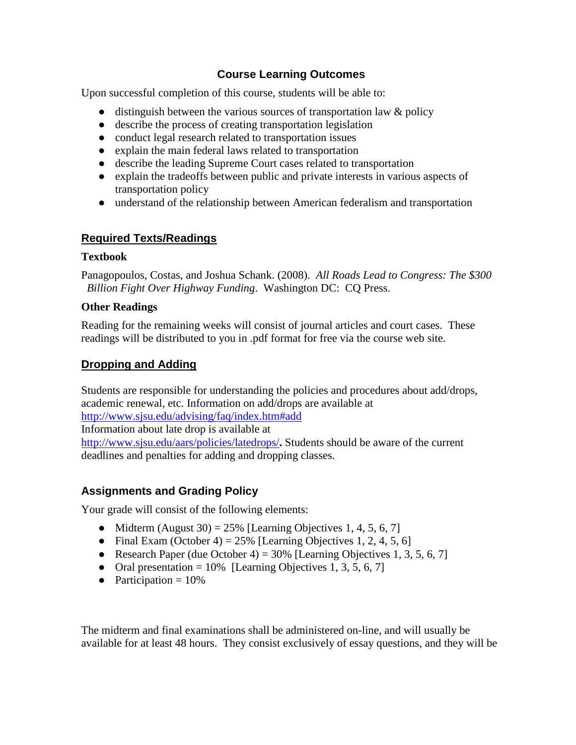## Course Learning Outcomes

Upon successful completion of this course, students will be able to:

- distinguish between the various sources of transportation law & policy
- describe the process of creating transportation legislation
- conduct legal research related to transportation issues
- explain the main federal laws related to transportation
- describe the leading Supreme Court cases related to transportation
- explain the tradeoffs between public and private interests in various aspects of transportation policy
- understand of the relationship between American federalism and transportation

## Required Texts/Readings

### Textbook

Panagopoulos, Costas, and Joshua Schank. (2008). *All Roads Lead to Congress: The $300 Billion Fight Over Highway Funding*. Washington DC: CQ Press.

### Other Readings

Reading for the remaining weeks will consist of journal articles and court cases. These readings will be distributed to you in .pdf format for free via the course web site.

## Dropping and Adding

Students are responsible for understanding the policies and procedures about add/drops, academic renewal, etc. Information on add/drops are available at http://www.sjsu.edu/advising/faq/index.htm#add
Information about late drop is available at http://www.sjsu.edu/aars/policies/latedrops/. Students should be aware of the current deadlines and penalties for adding and dropping classes.

## Assignments and Grading Policy

Your grade will consist of the following elements:

- Midterm (August 30) = 25% [Learning Objectives 1, 4, 5, 6, 7]
- Final Exam (October 4) = 25% [Learning Objectives 1, 2, 4, 5, 6]
- Research Paper (due October 4) = 30% [Learning Objectives 1, 3, 5, 6, 7]
- Oral presentation = 10% [Learning Objectives 1, 3, 5, 6, 7]
- Participation = 10%

The midterm and final examinations shall be administered on-line, and will usually be available for at least 48 hours. They consist exclusively of essay questions, and they will be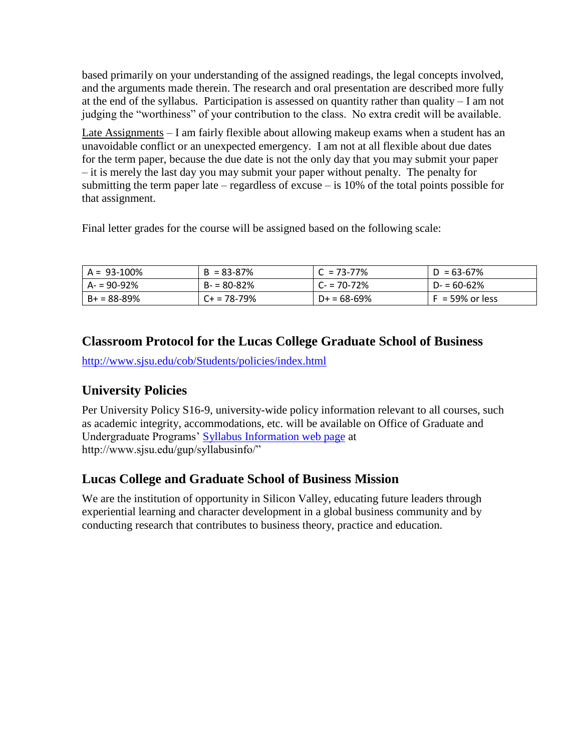based primarily on your understanding of the assigned readings, the legal concepts involved, and the arguments made therein. The research and oral presentation are described more fully at the end of the syllabus. Participation is assessed on quantity rather than quality – I am not judging the "worthiness" of your contribution to the class. No extra credit will be available.

Late Assignments – I am fairly flexible about allowing makeup exams when a student has an unavoidable conflict or an unexpected emergency. I am not at all flexible about due dates for the term paper, because the due date is not the only day that you may submit your paper – it is merely the last day you may submit your paper without penalty. The penalty for submitting the term paper late – regardless of excuse – is 10% of the total points possible for that assignment.

Final letter grades for the course will be assigned based on the following scale:

| A = 93-100% | B = 83-87% | C = 73-77% | D = 63-67% |
|---|---|---|---|
| A- = 90-92% | B- = 80-82% | C- = 70-72% | D- = 60-62% |
| B+ = 88-89% | C+ = 78-79% | D+ = 68-69% | F = 59% or less |

## Classroom Protocol for the Lucas College Graduate School of Business

http://www.sjsu.edu/cob/Students/policies/index.html

## University Policies

Per University Policy S16-9, university-wide policy information relevant to all courses, such as academic integrity, accommodations, etc. will be available on Office of Graduate and Undergraduate Programs' Syllabus Information web page at http://www.sjsu.edu/gup/syllabusinfo/"

## Lucas College and Graduate School of Business Mission

We are the institution of opportunity in Silicon Valley, educating future leaders through experiential learning and character development in a global business community and by conducting research that contributes to business theory, practice and education.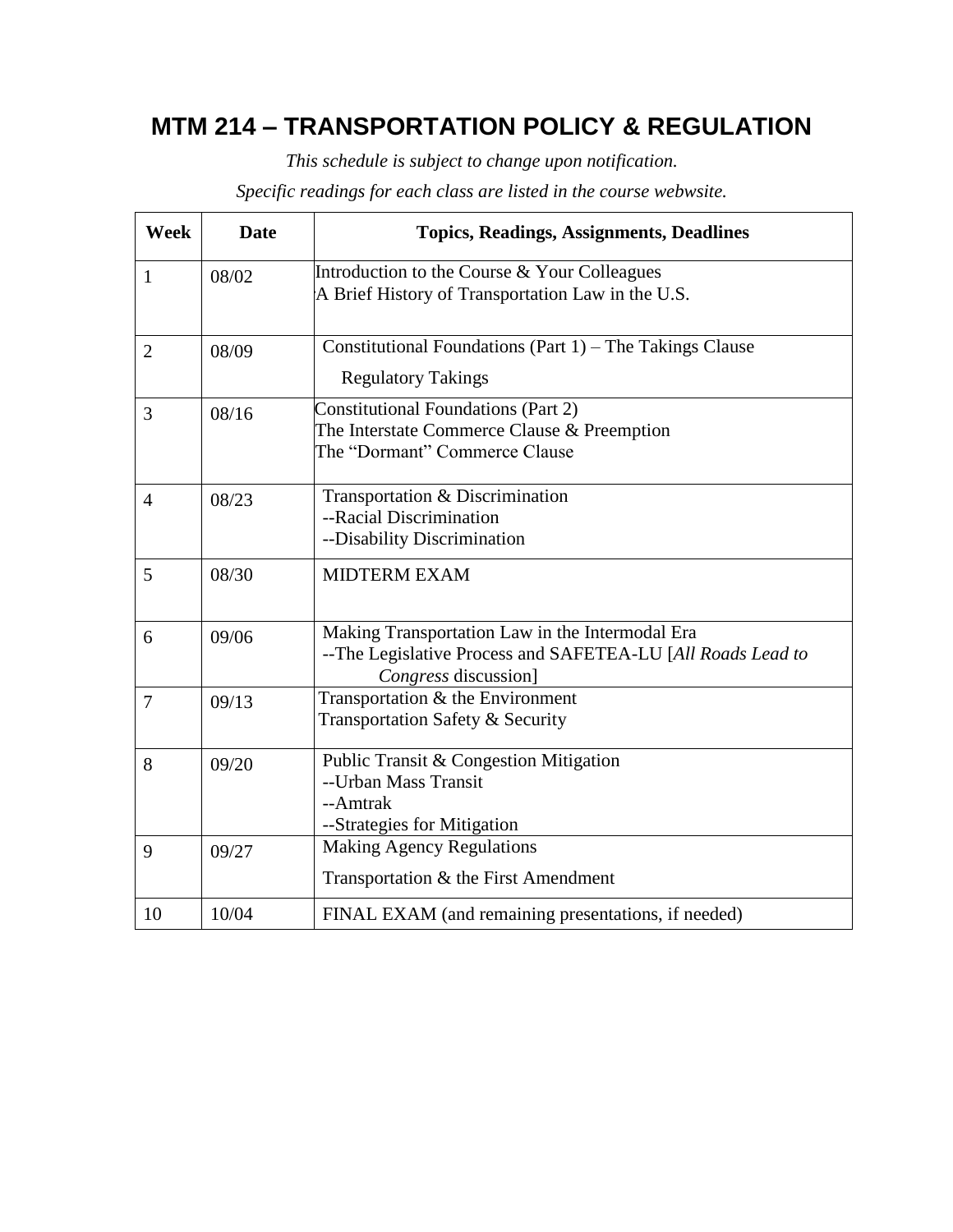# MTM 214 – TRANSPORTATION POLICY & REGULATION

*This schedule is subject to change upon notification.*

*Specific readings for each class are listed in the course webwsite.*

| Week | Date | Topics, Readings, Assignments, Deadlines |
|---|---|---|
| 1 | 08/02 | Introduction to the Course & Your Colleagues<br>A Brief History of Transportation Law in the U.S. |
| 2 | 08/09 | Constitutional Foundations (Part 1) – The Takings Clause<br>Regulatory Takings |
| 3 | 08/16 | Constitutional Foundations (Part 2)<br>The Interstate Commerce Clause & Preemption<br>The "Dormant" Commerce Clause |
| 4 | 08/23 | Transportation & Discrimination<br>--Racial Discrimination<br>--Disability Discrimination |
| 5 | 08/30 | MIDTERM EXAM |
| 6 | 09/06 | Making Transportation Law in the Intermodal Era<br>--The Legislative Process and SAFETEA-LU [*All Roads Lead to Congress* discussion] |
| 7 | 09/13 | Transportation & the Environment<br>Transportation Safety & Security |
| 8 | 09/20 | Public Transit & Congestion Mitigation<br>--Urban Mass Transit<br>--Amtrak<br>--Strategies for Mitigation |
| 9 | 09/27 | Making Agency Regulations<br>Transportation & the First Amendment |
| 10 | 10/04 | FINAL EXAM (and remaining presentations, if needed) |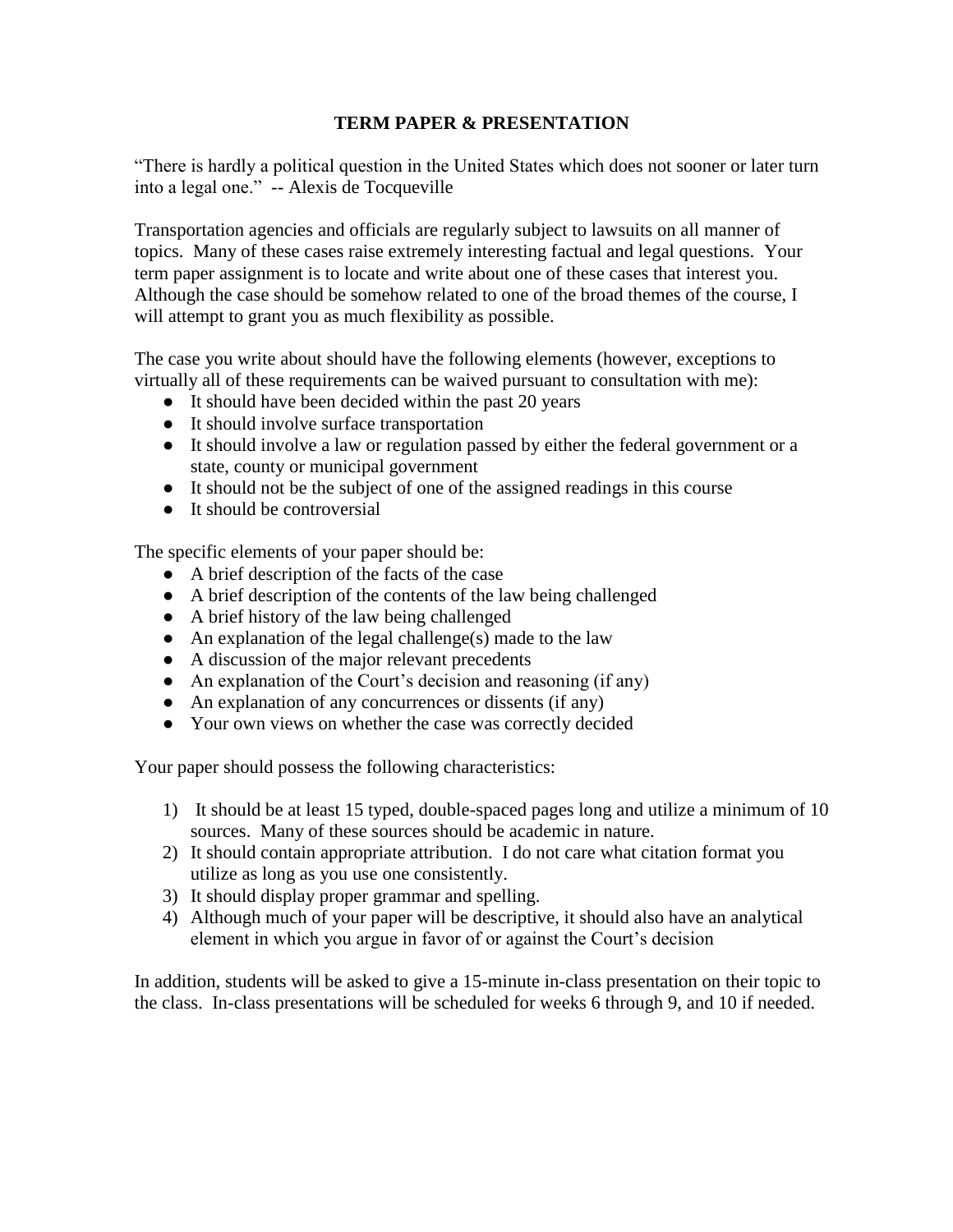## TERM PAPER & PRESENTATION

"There is hardly a political question in the United States which does not sooner or later turn into a legal one." -- Alexis de Tocqueville

Transportation agencies and officials are regularly subject to lawsuits on all manner of topics. Many of these cases raise extremely interesting factual and legal questions. Your term paper assignment is to locate and write about one of these cases that interest you. Although the case should be somehow related to one of the broad themes of the course, I will attempt to grant you as much flexibility as possible.

The case you write about should have the following elements (however, exceptions to virtually all of these requirements can be waived pursuant to consultation with me):

- It should have been decided within the past 20 years
- It should involve surface transportation
- It should involve a law or regulation passed by either the federal government or a state, county or municipal government
- It should not be the subject of one of the assigned readings in this course
- It should be controversial

The specific elements of your paper should be:

- A brief description of the facts of the case
- A brief description of the contents of the law being challenged
- A brief history of the law being challenged
- An explanation of the legal challenge(s) made to the law
- A discussion of the major relevant precedents
- An explanation of the Court's decision and reasoning (if any)
- An explanation of any concurrences or dissents (if any)
- Your own views on whether the case was correctly decided

Your paper should possess the following characteristics:

1) It should be at least 15 typed, double-spaced pages long and utilize a minimum of 10 sources. Many of these sources should be academic in nature.
2) It should contain appropriate attribution. I do not care what citation format you utilize as long as you use one consistently.
3) It should display proper grammar and spelling.
4) Although much of your paper will be descriptive, it should also have an analytical element in which you argue in favor of or against the Court's decision

In addition, students will be asked to give a 15-minute in-class presentation on their topic to the class. In-class presentations will be scheduled for weeks 6 through 9, and 10 if needed.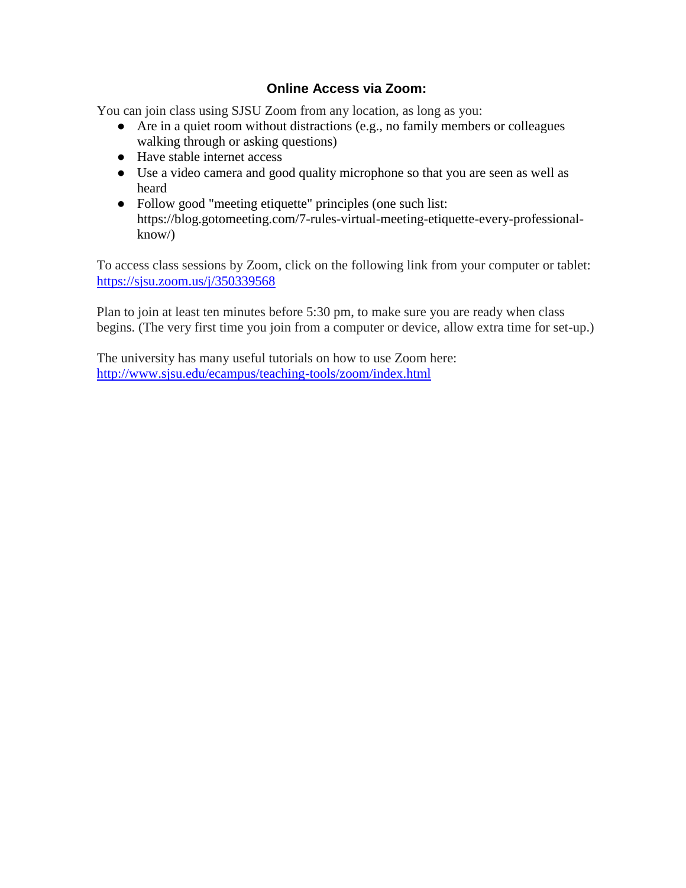### Online Access via Zoom:

You can join class using SJSU Zoom from any location, as long as you:

- Are in a quiet room without distractions (e.g., no family members or colleagues walking through or asking questions)
- Have stable internet access
- Use a video camera and good quality microphone so that you are seen as well as heard
- Follow good "meeting etiquette" principles (one such list: https://blog.gotomeeting.com/7-rules-virtual-meeting-etiquette-every-professional-know/)

To access class sessions by Zoom, click on the following link from your computer or tablet: [https://sjsu.zoom.us/j/350339568](https://sjsu.zoom.us/j/350339568)

Plan to join at least ten minutes before 5:30 pm, to make sure you are ready when class begins. (The very first time you join from a computer or device, allow extra time for set-up.)

The university has many useful tutorials on how to use Zoom here: [http://www.sjsu.edu/ecampus/teaching-tools/zoom/index.html](http://www.sjsu.edu/ecampus/teaching-tools/zoom/index.html)